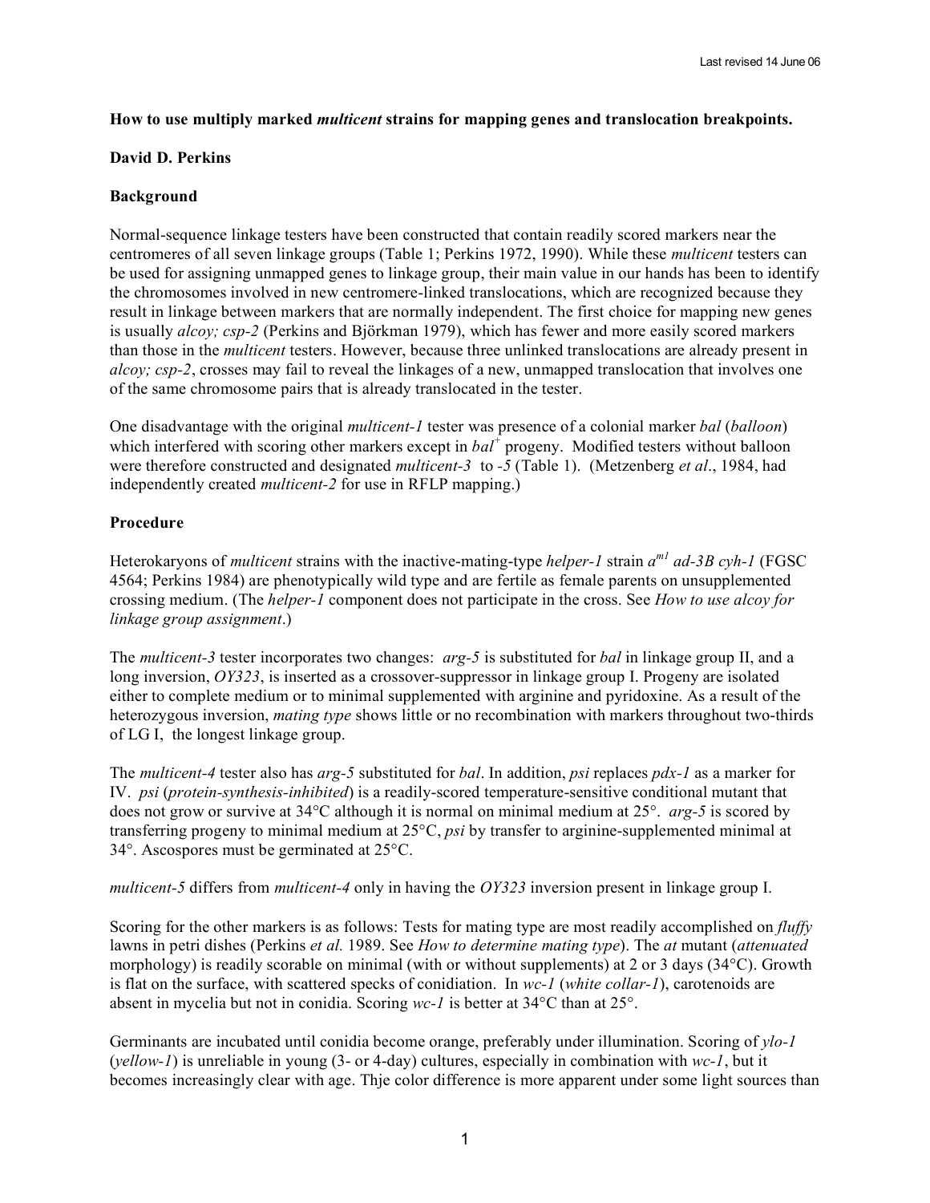**How to use multiply marked *multicent* strains for mapping genes and translocation breakpoints.**

**David D. Perkins**

**Background**

Normal-sequence linkage testers have been constructed that contain readily scored markers near the centromeres of all seven linkage groups (Table 1; Perkins 1972, 1990). While these *multicent* testers can be used for assigning unmapped genes to linkage group, their main value in our hands has been to identify the chromosomes involved in new centromere-linked translocations, which are recognized because they result in linkage between markers that are normally independent. The first choice for mapping new genes is usually *alcoy; csp-2* (Perkins and Björkman 1979), which has fewer and more easily scored markers than those in the *multicent* testers. However, because three unlinked translocations are already present in *alcoy; csp-2*, crosses may fail to reveal the linkages of a new, unmapped translocation that involves one of the same chromosome pairs that is already translocated in the tester.

One disadvantage with the original *multicent-1* tester was presence of a colonial marker *bal* (*balloon*) which interfered with scoring other markers except in $bal^{+}$ progeny. Modified testers without balloon were therefore constructed and designated *multicent-3* to *-5* (Table 1). (Metzenberg *et al*., 1984, had independently created *multicent-2* for use in RFLP mapping.)

**Procedure**

Heterokaryons of *multicent* strains with the inactive-mating-type *helper-1* strain $a^{m1}$ *ad-3B cyh-1* (FGSC 4564; Perkins 1984) are phenotypically wild type and are fertile as female parents on unsupplemented crossing medium. (The *helper-1* component does not participate in the cross. See *How to use alcoy for linkage group assignment*.)

The *multicent-3* tester incorporates two changes: *arg-5* is substituted for *bal* in linkage group II, and a long inversion, *OY323*, is inserted as a crossover-suppressor in linkage group I. Progeny are isolated either to complete medium or to minimal supplemented with arginine and pyridoxine. As a result of the heterozygous inversion, *mating type* shows little or no recombination with markers throughout two-thirds of LG I, the longest linkage group.

The *multicent-4* tester also has *arg-5* substituted for *bal*. In addition, *psi* replaces *pdx-1* as a marker for IV. *psi* (*protein-synthesis-inhibited*) is a readily-scored temperature-sensitive conditional mutant that does not grow or survive at 34°C although it is normal on minimal medium at 25°. *arg-5* is scored by transferring progeny to minimal medium at 25°C, *psi* by transfer to arginine-supplemented minimal at 34°. Ascospores must be germinated at 25°C.

*multicent-5* differs from *multicent-4* only in having the *OY323* inversion present in linkage group I.

Scoring for the other markers is as follows: Tests for mating type are most readily accomplished on *fluffy* lawns in petri dishes (Perkins *et al.* 1989. See *How to determine mating type*). The *at* mutant (*attenuated* morphology) is readily scorable on minimal (with or without supplements) at 2 or 3 days (34°C). Growth is flat on the surface, with scattered specks of conidiation. In *wc-1* (*white collar-1*), carotenoids are absent in mycelia but not in conidia. Scoring *wc-1* is better at 34°C than at 25°.

Germinants are incubated until conidia become orange, preferably under illumination. Scoring of *ylo-1* (*yellow-1*) is unreliable in young (3- or 4-day) cultures, especially in combination with *wc-1*, but it becomes increasingly clear with age. Thje color difference is more apparent under some light sources than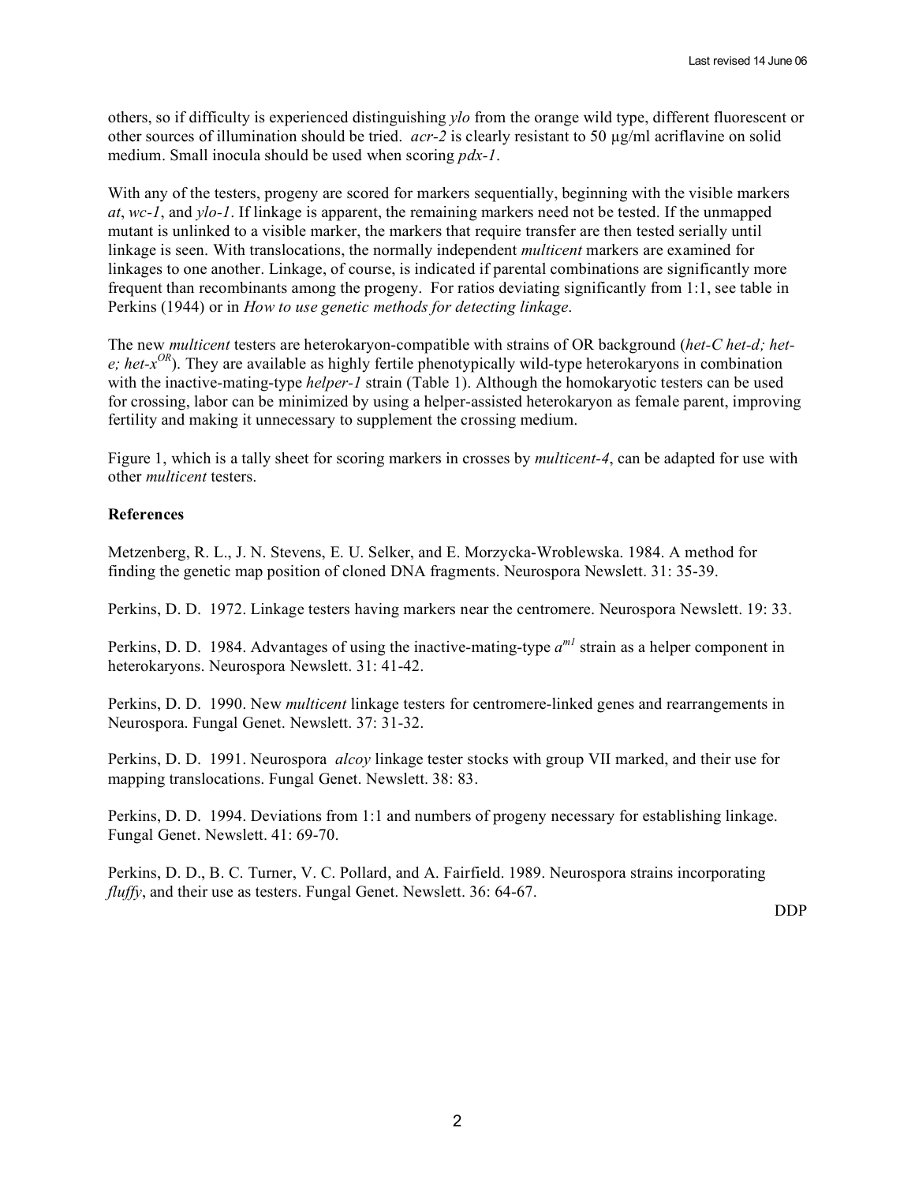others, so if difficulty is experienced distinguishing *ylo* from the orange wild type, different fluorescent or other sources of illumination should be tried. *acr-2* is clearly resistant to 50 µg/ml acriflavine on solid medium. Small inocula should be used when scoring *pdx-1*.

With any of the testers, progeny are scored for markers sequentially, beginning with the visible markers *at*, *wc-1*, and *ylo-1*. If linkage is apparent, the remaining markers need not be tested. If the unmapped mutant is unlinked to a visible marker, the markers that require transfer are then tested serially until linkage is seen. With translocations, the normally independent *multicent* markers are examined for linkages to one another. Linkage, of course, is indicated if parental combinations are significantly more frequent than recombinants among the progeny. For ratios deviating significantly from 1:1, see table in Perkins (1944) or in *How to use genetic methods for detecting linkage*.

The new *multicent* testers are heterokaryon-compatible with strains of OR background (*het-C het-d; het-e; het-*$x^{OR}$). They are available as highly fertile phenotypically wild-type heterokaryons in combination with the inactive-mating-type *helper-1* strain (Table 1). Although the homokaryotic testers can be used for crossing, labor can be minimized by using a helper-assisted heterokaryon as female parent, improving fertility and making it unnecessary to supplement the crossing medium.

Figure 1, which is a tally sheet for scoring markers in crosses by *multicent-4*, can be adapted for use with other *multicent* testers.

**References**

Metzenberg, R. L., J. N. Stevens, E. U. Selker, and E. Morzycka-Wroblewska. 1984. A method for finding the genetic map position of cloned DNA fragments. Neurospora Newslett. 31: 35-39.

Perkins, D. D. 1972. Linkage testers having markers near the centromere. Neurospora Newslett. 19: 33.

Perkins, D. D. 1984. Advantages of using the inactive-mating-type $a^{m1}$ strain as a helper component in heterokaryons. Neurospora Newslett. 31: 41-42.

Perkins, D. D. 1990. New *multicent* linkage testers for centromere-linked genes and rearrangements in Neurospora. Fungal Genet. Newslett. 37: 31-32.

Perkins, D. D. 1991. Neurospora *alcoy* linkage tester stocks with group VII marked, and their use for mapping translocations. Fungal Genet. Newslett. 38: 83.

Perkins, D. D. 1994. Deviations from 1:1 and numbers of progeny necessary for establishing linkage. Fungal Genet. Newslett. 41: 69-70.

Perkins, D. D., B. C. Turner, V. C. Pollard, and A. Fairfield. 1989. Neurospora strains incorporating *fluffy*, and their use as testers. Fungal Genet. Newslett. 36: 64-67.

DDP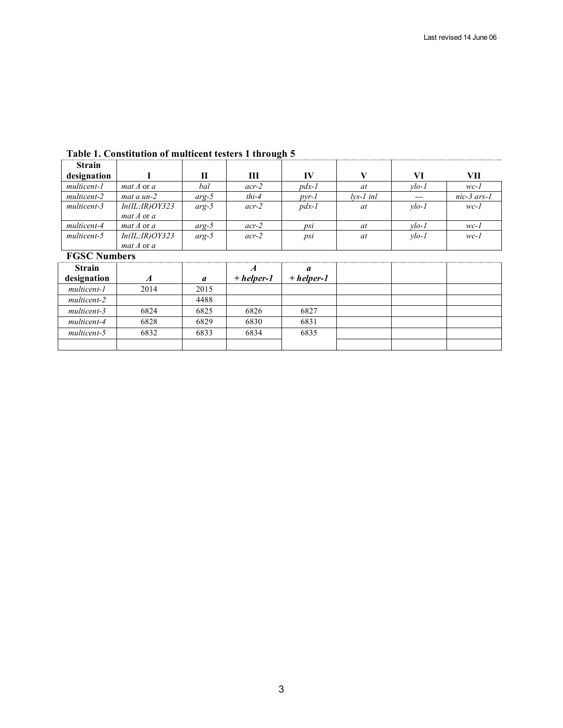**Table 1. Constitution of multicent testers 1 through 5**

| Strain designation | I | II | III | IV | V | VI | VII |
|---|---|---|---|---|---|---|---|
| *multicent-1* | *mat A* or *a* | *bal* | *acr-2* | *pdx-1* | *at* | *ylo-1* | *wc-1* |
| *multicent-2* | *mat a un-2* | *arg-5* | *thi-4* | *pyr-1* | *lys-1 inl* | --- | *nic-3 ars-1* |
| *multicent-3* | *In(IL;IR)OY323* *mat A* or *a* | *arg-5* | *acr-2* | *pdx-1* | *at* | *ylo-1* | *wc-1* |
| *multicent-4* | *mat A* or *a* | *arg-5* | *acr-2* | *psi* | *at* | *ylo-1* | *wc-1* |
| *multicent-5* | *In(IL;IR)OY323* *mat A* or *a* | *arg-5* | *acr-2* | *psi* | *at* | *ylo-1* | *wc-1* |

**FGSC Numbers**

| Strain designation | ***A*** | ***a*** | ***A* + *helper-1*** | ***a* + *helper-1*** | | | |
|---|---|---|---|---|---|---|---|
| *multicent-1* | 2014 | 2015 | | | | | |
| *multicent-2* | | 4488 | | | | | |
| *multicent-3* | 6824 | 6825 | 6826 | 6827 | | | |
| *multicent-4* | 6828 | 6829 | 6830 | 6831 | | | |
| *multicent-5* | 6832 | 6833 | 6834 | 6835 | | | |
| | | | | | | | |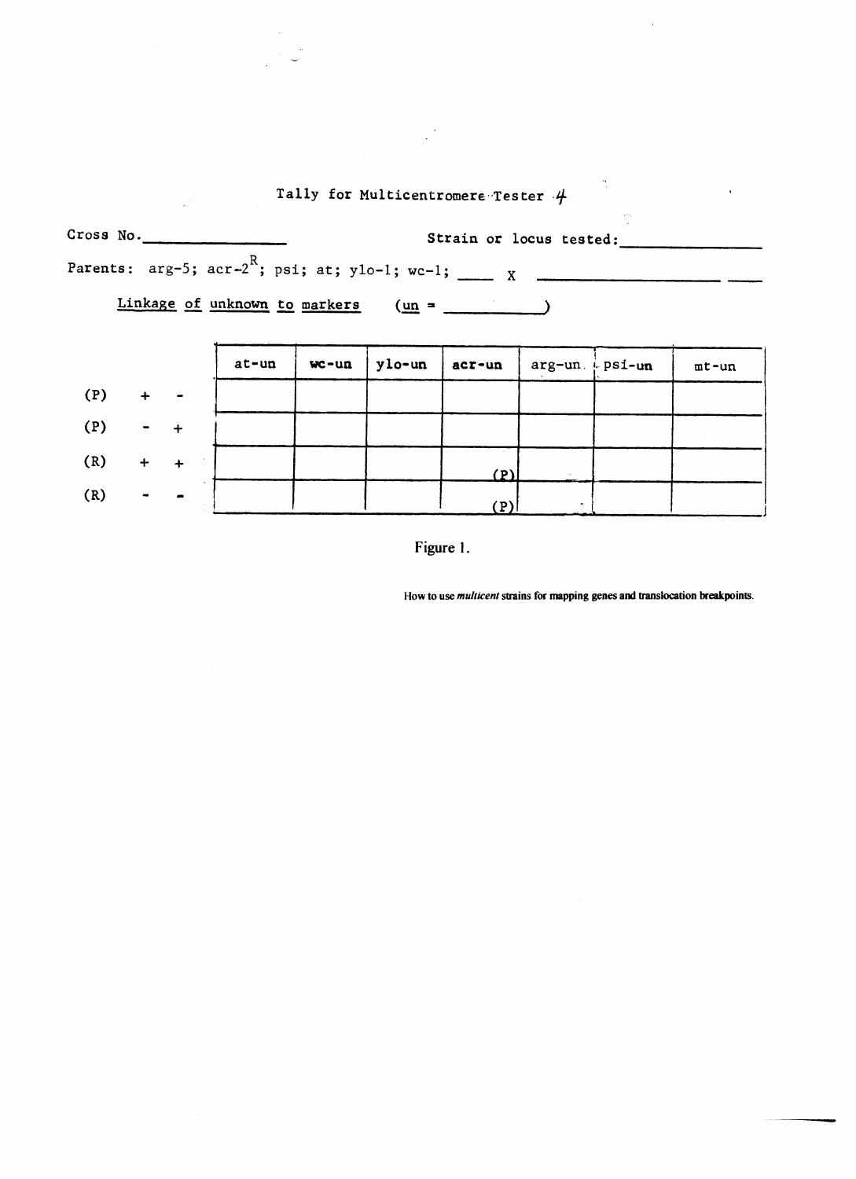Tally for Multicentromere Tester 4

Cross No.________________ Strain or locus tested:________________

Parents: arg-5; acr-2$^{R}$; psi; at; ylo-1; wc-1; ____ X ____________________ ____

Linkage of unknown to markers (un = ____________)

| | | at-un | wc-un | ylo-un | acr-un | arg-un | psi-un | mt-un |
|---|---|---|---|---|---|---|---|---|
| (P) | + - | | | | | | | |
| (P) | - + | | | | | | | |
| (R) | + + | | | | (P) | | | |
| (R) | - - | | | | (P) | | | |

Figure 1.

How to use *multicent* strains for mapping genes and translocation breakpoints.